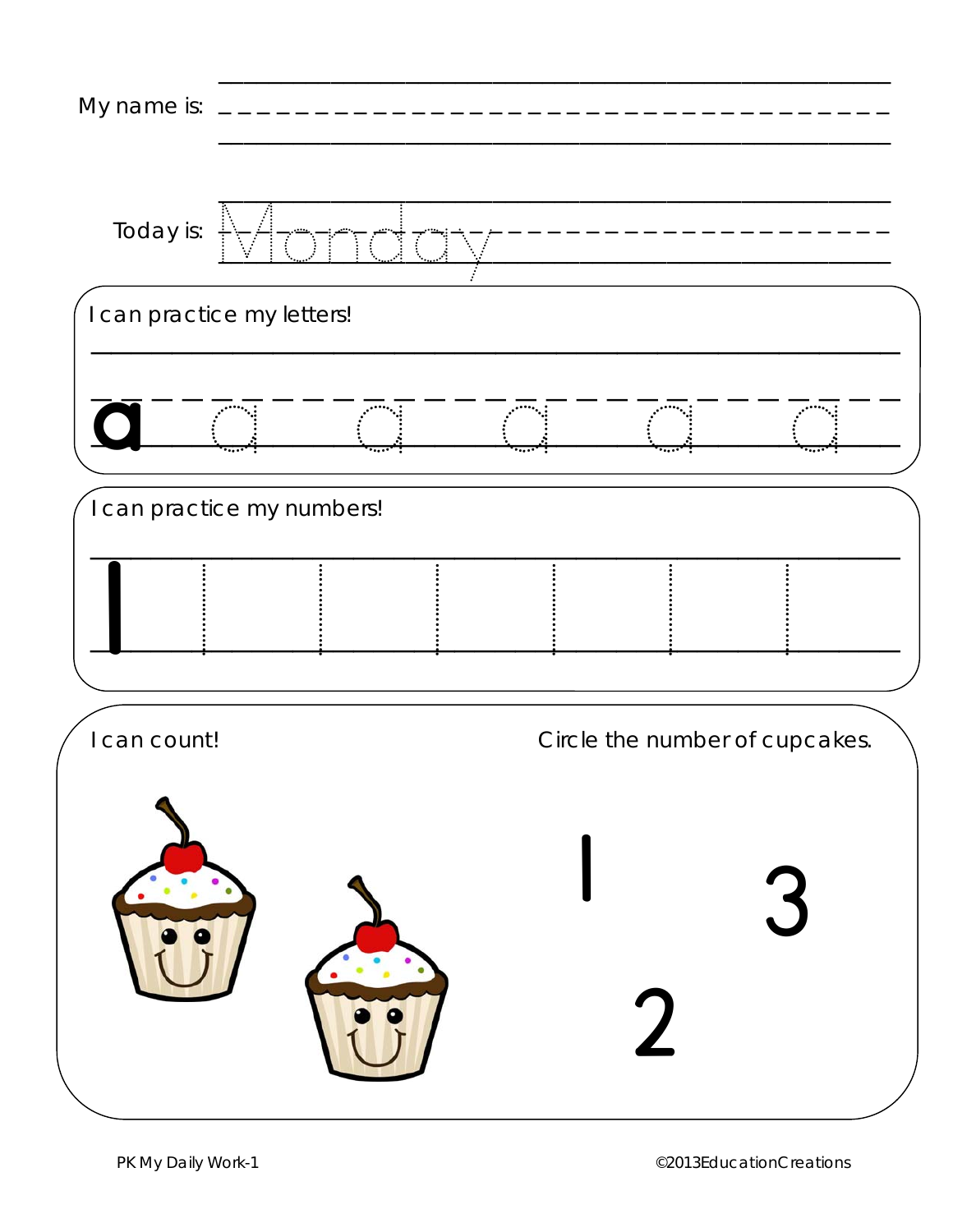My name is: ________________________________

Today is: Monday

I can practice my letters!

a a a a a a

I can practice my numbers!

1

I can count!

Circle the number of cupcakes.

1 3

2

PK My Daily Work-1

©2013EducationCreations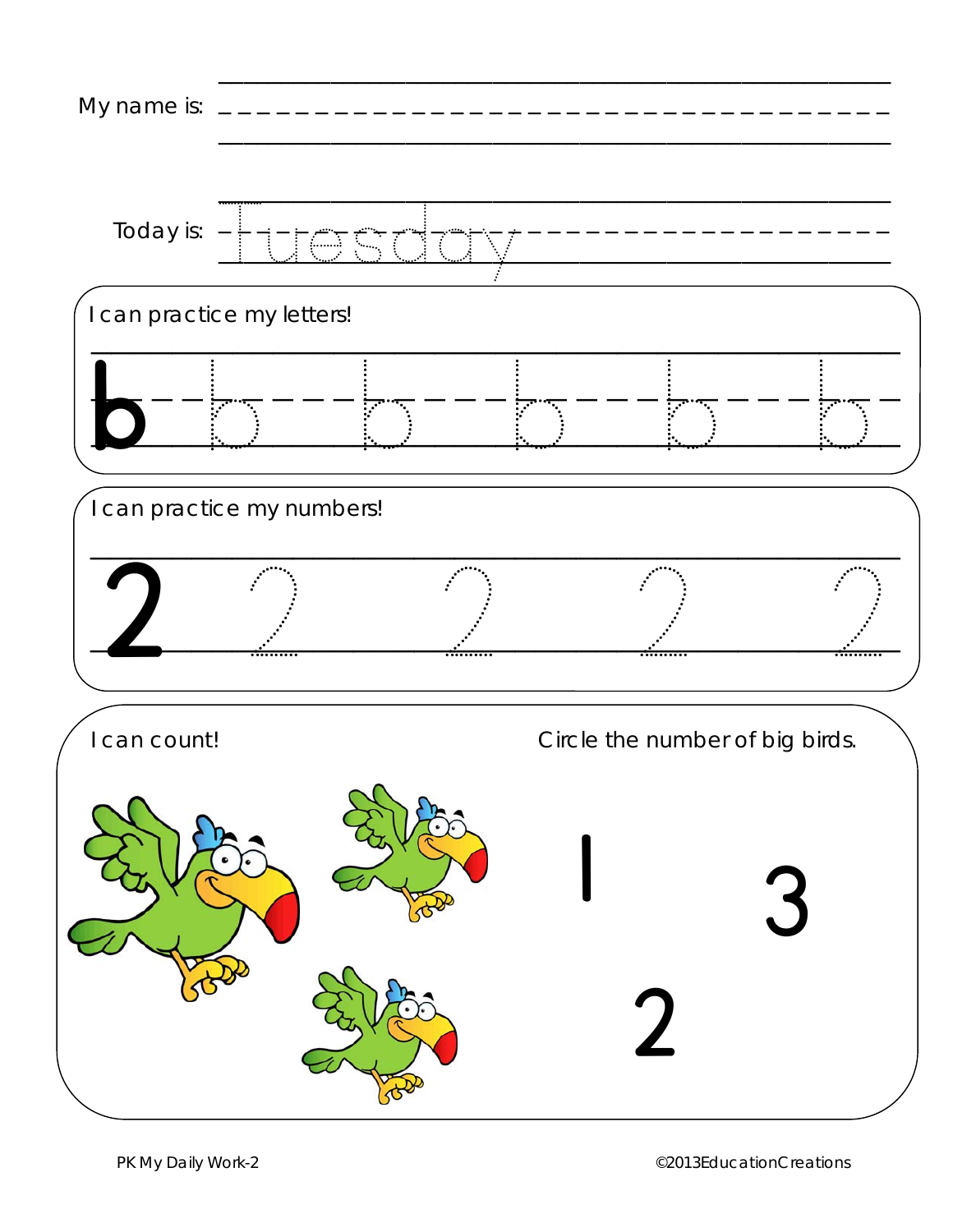My name is: ______________________________

Today is: Tuesday

I can practice my letters!

b b b b b b

I can practice my numbers!

2 2 2 2 2

I can count!

Circle the number of big birds.

1 3

2

PK My Daily Work-2

©2013EducationCreations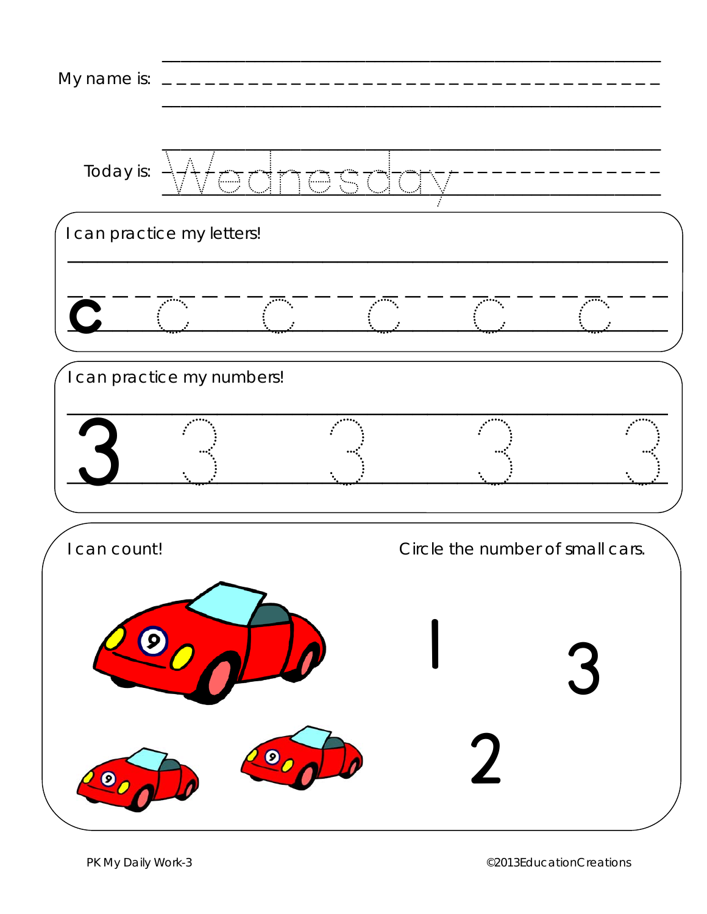My name is: ______________________

Today is: Wednesday

I can practice my letters!

c c c c c c

I can practice my numbers!

3 3 3 3 3

I can count!

Circle the number of small cars.

1 3

2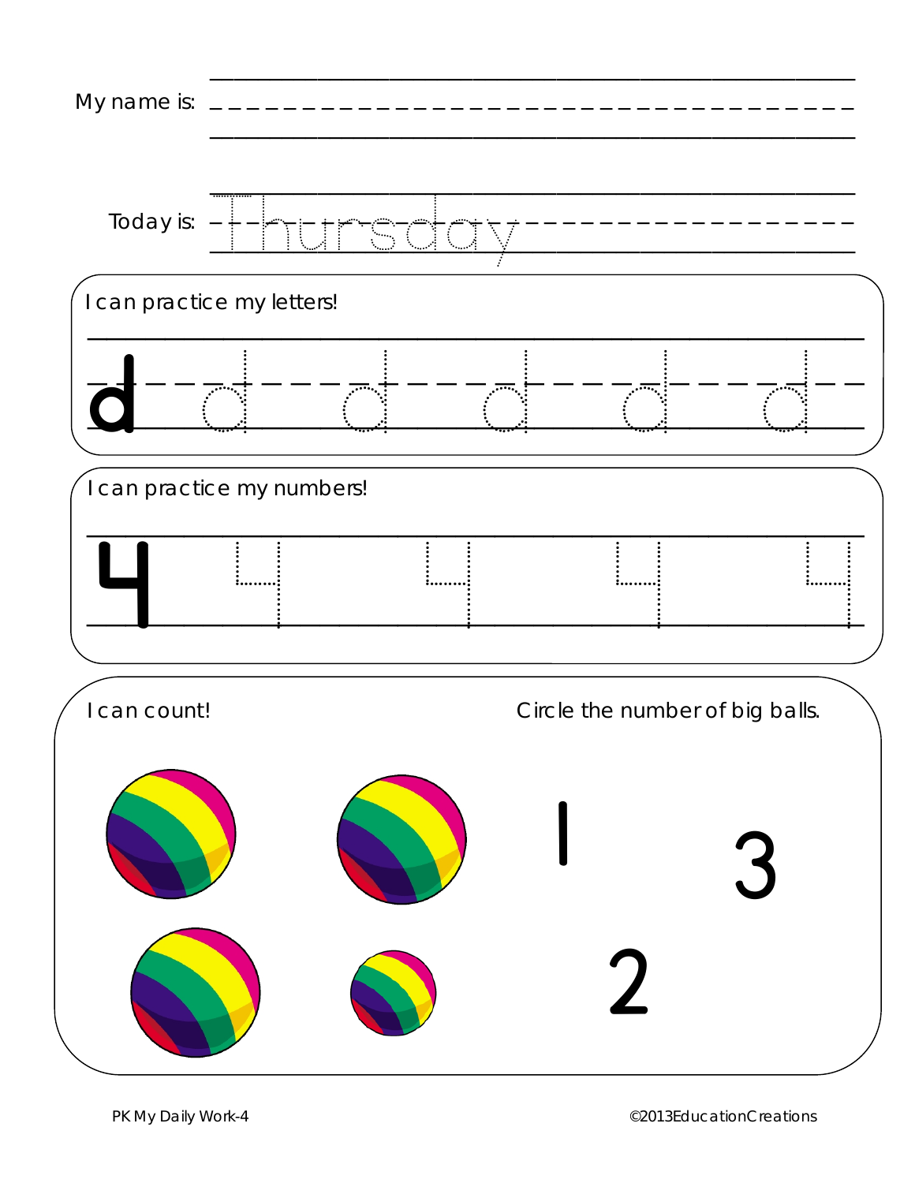My name is: ______________________________

Today is: Thursday

I can practice my letters!

d d d d d d

I can practice my numbers!

4 4 4 4 4

I can count!

Circle the number of big balls.

1 3

2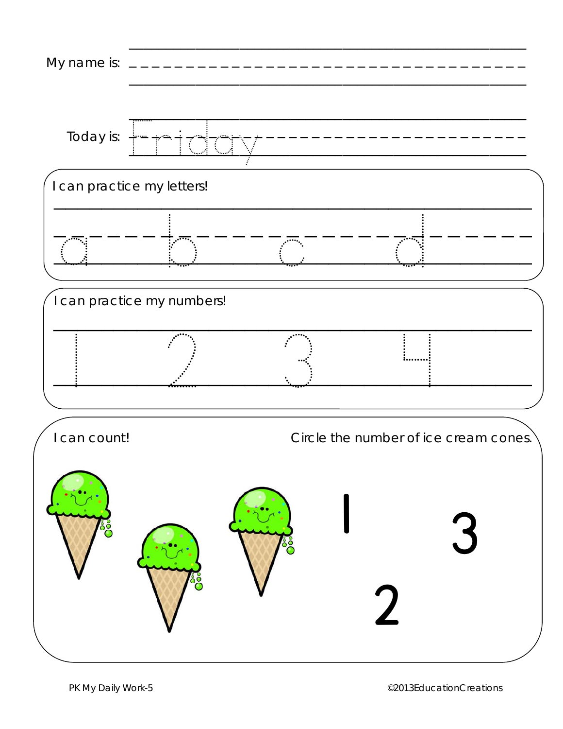My name is: ____________________

Today is: Friday

I can practice my letters!

a b c d

I can practice my numbers!

1 2 3 4

I can count!

Circle the number of ice cream cones.

1

3

2